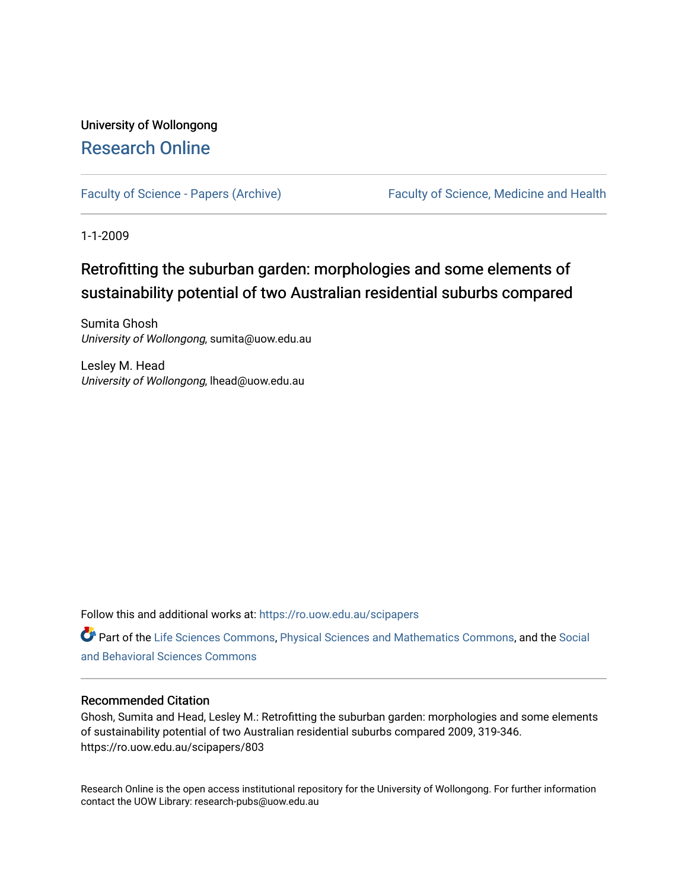University of Wollongong

# Research Online

Faculty of Science - Papers (Archive) | Faculty of Science, Medicine and Health

1-1-2009

## Retrofitting the suburban garden: morphologies and some elements of sustainability potential of two Australian residential suburbs compared

Sumita Ghosh
*University of Wollongong*, sumita@uow.edu.au

Lesley M. Head
*University of Wollongong*, lhead@uow.edu.au

Follow this and additional works at: https://ro.uow.edu.au/scipapers

Part of the Life Sciences Commons, Physical Sciences and Mathematics Commons, and the Social and Behavioral Sciences Commons

### Recommended Citation

Ghosh, Sumita and Head, Lesley M.: Retrofitting the suburban garden: morphologies and some elements of sustainability potential of two Australian residential suburbs compared 2009, 319-346.
https://ro.uow.edu.au/scipapers/803

Research Online is the open access institutional repository for the University of Wollongong. For further information contact the UOW Library: research-pubs@uow.edu.au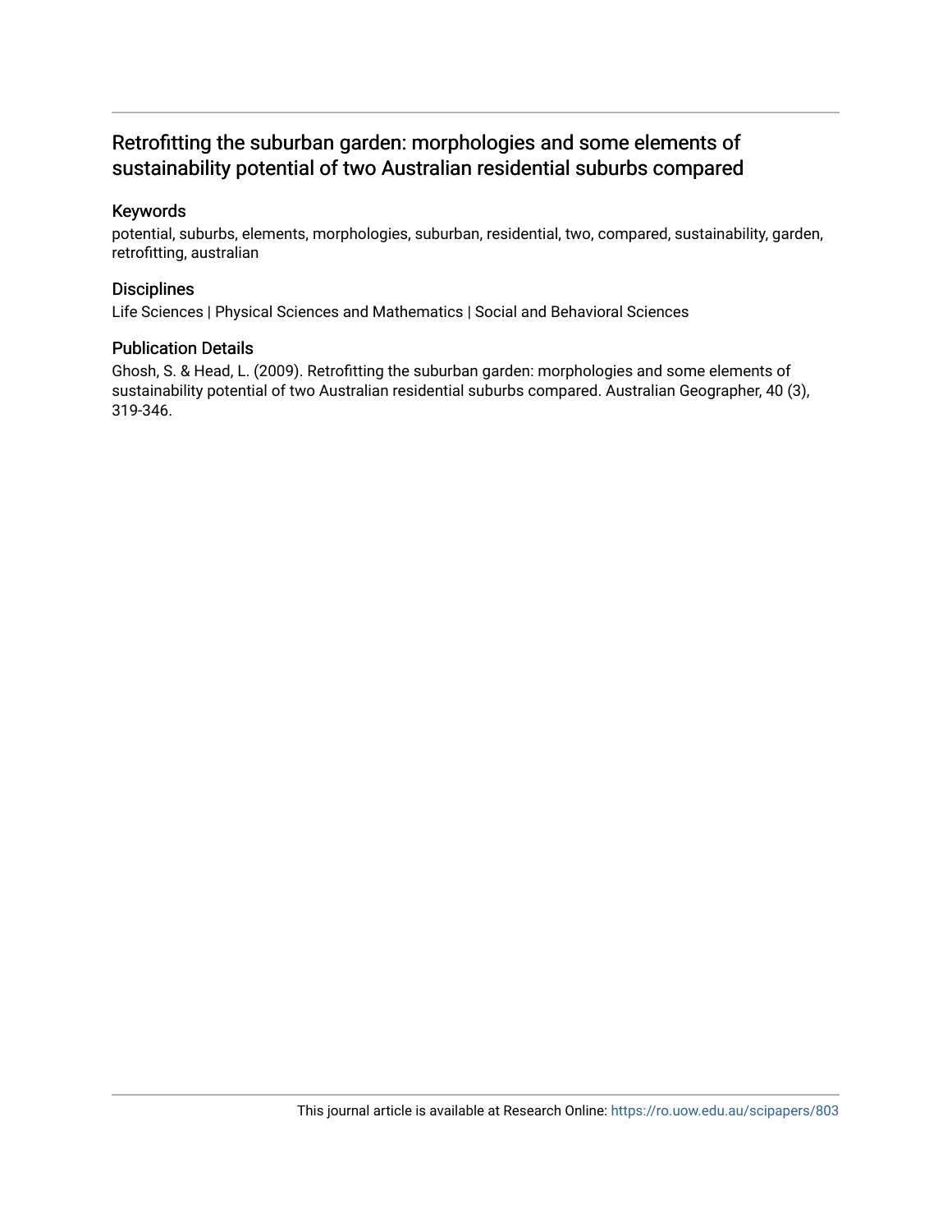# Retrofitting the suburban garden: morphologies and some elements of sustainability potential of two Australian residential suburbs compared

## Keywords

potential, suburbs, elements, morphologies, suburban, residential, two, compared, sustainability, garden, retrofitting, australian

## Disciplines

Life Sciences | Physical Sciences and Mathematics | Social and Behavioral Sciences

## Publication Details

Ghosh, S. & Head, L. (2009). Retrofitting the suburban garden: morphologies and some elements of sustainability potential of two Australian residential suburbs compared. Australian Geographer, 40 (3), 319-346.

This journal article is available at Research Online: https://ro.uow.edu.au/scipapers/803